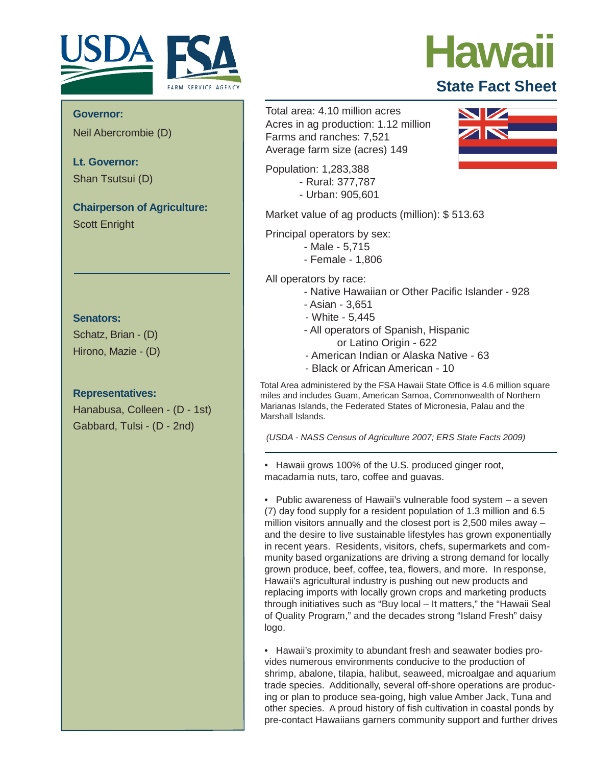# Hawaii

## State Fact Sheet

**Governor:**
Neil Abercrombie (D)

**Lt. Governor:**
Shan Tsutsui (D)

**Chairperson of Agriculture:**
Scott Enright

**Senators:**
Schatz, Brian - (D)
Hirono, Mazie - (D)

**Representatives:**
Hanabusa, Colleen - (D - 1st)
Gabbard, Tulsi - (D - 2nd)

Total area: 4.10 million acres
Acres in ag production: 1.12 million
Farms and ranches: 7,521
Average farm size (acres) 149

Population: 1,283,388
- Rural: 377,787
- Urban: 905,601

Market value of ag products (million): $ 513.63

Principal operators by sex:
- Male - 5,715
- Female - 1,806

All operators by race:
- Native Hawaiian or Other Pacific Islander - 928
- Asian - 3,651
- White - 5,445
- All operators of Spanish, Hispanic or Latino Origin - 622
- American Indian or Alaska Native - 63
- Black or African American - 10

Total Area administered by the FSA Hawaii State Office is 4.6 million square miles and includes Guam, American Samoa, Commonwealth of Northern Marianas Islands, the Federated States of Micronesia, Palau and the Marshall Islands.

*(USDA - NASS Census of Agriculture 2007; ERS State Facts 2009)*

- Hawaii grows 100% of the U.S. produced ginger root, macadamia nuts, taro, coffee and guavas.

- Public awareness of Hawaii's vulnerable food system – a seven (7) day food supply for a resident population of 1.3 million and 6.5 million visitors annually and the closest port is 2,500 miles away – and the desire to live sustainable lifestyles has grown exponentially in recent years. Residents, visitors, chefs, supermarkets and community based organizations are driving a strong demand for locally grown produce, beef, coffee, tea, flowers, and more. In response, Hawaii's agricultural industry is pushing out new products and replacing imports with locally grown crops and marketing products through initiatives such as "Buy local – It matters," the "Hawaii Seal of Quality Program," and the decades strong "Island Fresh" daisy logo.

- Hawaii's proximity to abundant fresh and seawater bodies provides numerous environments conducive to the production of shrimp, abalone, tilapia, halibut, seaweed, microalgae and aquarium trade species. Additionally, several off-shore operations are producing or plan to produce sea-going, high value Amber Jack, Tuna and other species. A proud history of fish cultivation in coastal ponds by pre-contact Hawaiians garners community support and further drives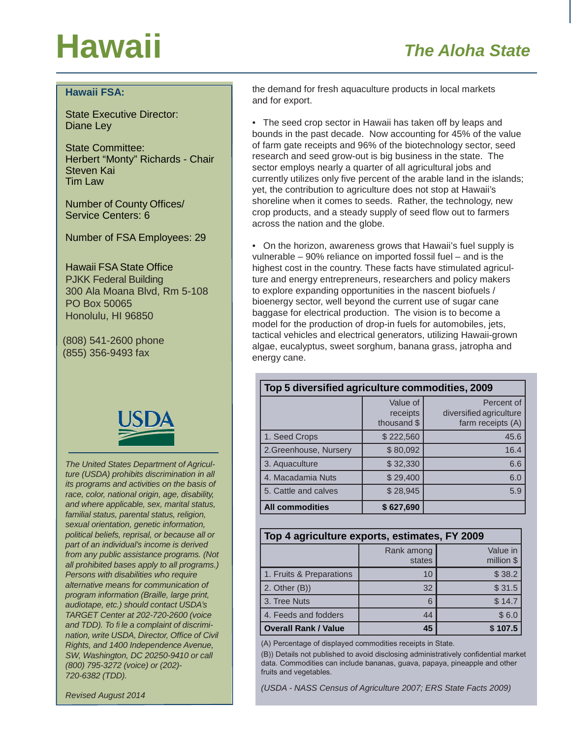# Hawaii

## *The Aloha State*

**Hawaii FSA:**

State Executive Director:
Diane Ley

State Committee:
Herbert "Monty" Richards - Chair
Steven Kai
Tim Law

Number of County Offices/
Service Centers: 6

Number of FSA Employees: 29

Hawaii FSA State Office
PJKK Federal Building
300 Ala Moana Blvd, Rm 5-108
PO Box 50065
Honolulu, HI 96850

(808) 541-2600 phone
(855) 356-9493 fax

*The United States Department of Agriculture (USDA) prohibits discrimination in all its programs and activities on the basis of race, color, national origin, age, disability, and where applicable, sex, marital status, familial status, parental status, religion, sexual orientation, genetic information, political beliefs, reprisal, or because all or part of an individual's income is derived from any public assistance programs. (Not all prohibited bases apply to all programs.) Persons with disabilities who require alternative means for communication of program information (Braille, large print, audiotape, etc.) should contact USDA's TARGET Center at 202-720-2600 (voice and TDD). To file a complaint of discrimination, write USDA, Director, Office of Civil Rights, and 1400 Independence Avenue, SW, Washington, DC 20250-9410 or call (800) 795-3272 (voice) or (202)-720-6382 (TDD).*

*Revised August 2014*

the demand for fresh aquaculture products in local markets and for export.

- The seed crop sector in Hawaii has taken off by leaps and bounds in the past decade. Now accounting for 45% of the value of farm gate receipts and 96% of the biotechnology sector, seed research and seed grow-out is big business in the state. The sector employs nearly a quarter of all agricultural jobs and currently utilizes only five percent of the arable land in the islands; yet, the contribution to agriculture does not stop at Hawaii's shoreline when it comes to seeds. Rather, the technology, new crop products, and a steady supply of seed flow out to farmers across the nation and the globe.

- On the horizon, awareness grows that Hawaii's fuel supply is vulnerable – 90% reliance on imported fossil fuel – and is the highest cost in the country. These facts have stimulated agriculture and energy entrepreneurs, researchers and policy makers to explore expanding opportunities in the nascent biofuels / bioenergy sector, well beyond the current use of sugar cane baggase for electrical production. The vision is to become a model for the production of drop-in fuels for automobiles, jets, tactical vehicles and electrical generators, utilizing Hawaii-grown algae, eucalyptus, sweet sorghum, banana grass, jatropha and energy cane.

**Top 5 diversified agriculture commodities, 2009**

| | Value of receipts thousand $ | Percent of diversified agriculture farm receipts (A) |
|---|---|---|
| 1. Seed Crops | $ 222,560 | 45.6 |
| 2.Greenhouse, Nursery | $ 80,092 | 16.4 |
| 3. Aquaculture | $ 32,330 | 6.6 |
| 4. Macadamia Nuts | $ 29,400 | 6.0 |
| 5. Cattle and calves | $ 28,945 | 5.9 |
| **All commodities** | **$ 627,690** | |

**Top 4 agriculture exports, estimates, FY 2009**

| | Rank among states | Value in million $ |
|---|---|---|
| 1. Fruits & Preparations | 10 | $ 38.2 |
| 2. Other (B)) | 32 | $ 31.5 |
| 3. Tree Nuts | 6 | $ 14.7 |
| 4. Feeds and fodders | 44 | $ 6.0 |
| **Overall Rank / Value** | **45** | **$ 107.5** |

(A) Percentage of displayed commodities receipts in State.

(B)) Details not published to avoid disclosing administratively confidential market data. Commodities can include bananas, guava, papaya, pineapple and other fruits and vegetables.

*(USDA - NASS Census of Agriculture 2007; ERS State Facts 2009)*